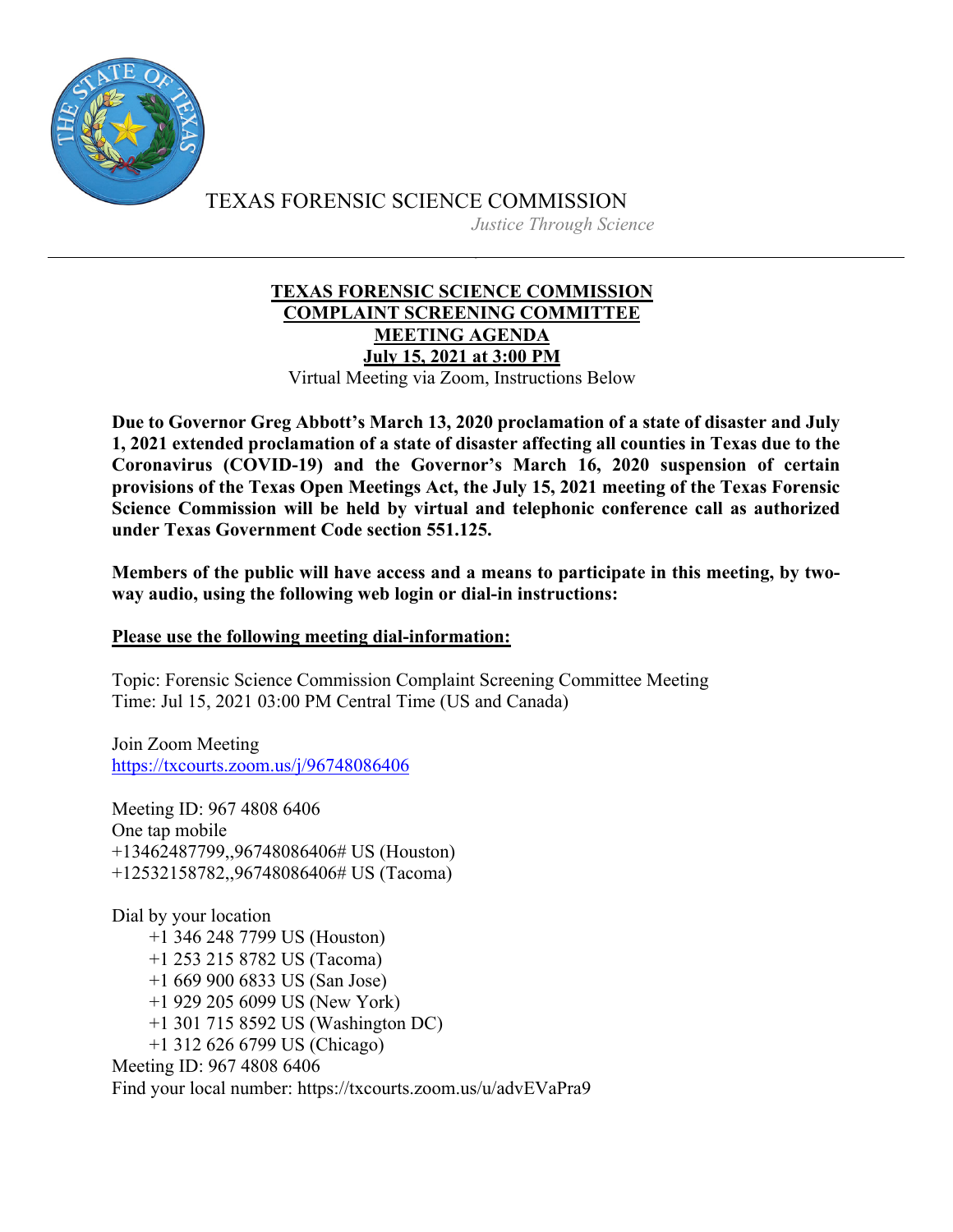TEXAS FORENSIC SCIENCE COMMISSION

*Justice Through Science*

---

# TEXAS FORENSIC SCIENCE COMMISSION
## COMPLAINT SCREENING COMMITTEE
## MEETING AGENDA
## July 15, 2021 at 3:00 PM

Virtual Meeting via Zoom, Instructions Below

**Due to Governor Greg Abbott's March 13, 2020 proclamation of a state of disaster and July 1, 2021 extended proclamation of a state of disaster affecting all counties in Texas due to the Coronavirus (COVID-19) and the Governor's March 16, 2020 suspension of certain provisions of the Texas Open Meetings Act, the July 15, 2021 meeting of the Texas Forensic Science Commission will be held by virtual and telephonic conference call as authorized under Texas Government Code section 551.125.**

**Members of the public will have access and a means to participate in this meeting, by two-way audio, using the following web login or dial-in instructions:**

**Please use the following meeting dial-information:**

Topic: Forensic Science Commission Complaint Screening Committee Meeting
Time: Jul 15, 2021 03:00 PM Central Time (US and Canada)

Join Zoom Meeting
https://txcourts.zoom.us/j/96748086406

Meeting ID: 967 4808 6406
One tap mobile
+13462487799,,96748086406# US (Houston)
+12532158782,,96748086406# US (Tacoma)

Dial by your location
- +1 346 248 7799 US (Houston)
- +1 253 215 8782 US (Tacoma)
- +1 669 900 6833 US (San Jose)
- +1 929 205 6099 US (New York)
- +1 301 715 8592 US (Washington DC)
- +1 312 626 6799 US (Chicago)

Meeting ID: 967 4808 6406
Find your local number: https://txcourts.zoom.us/u/advEVaPra9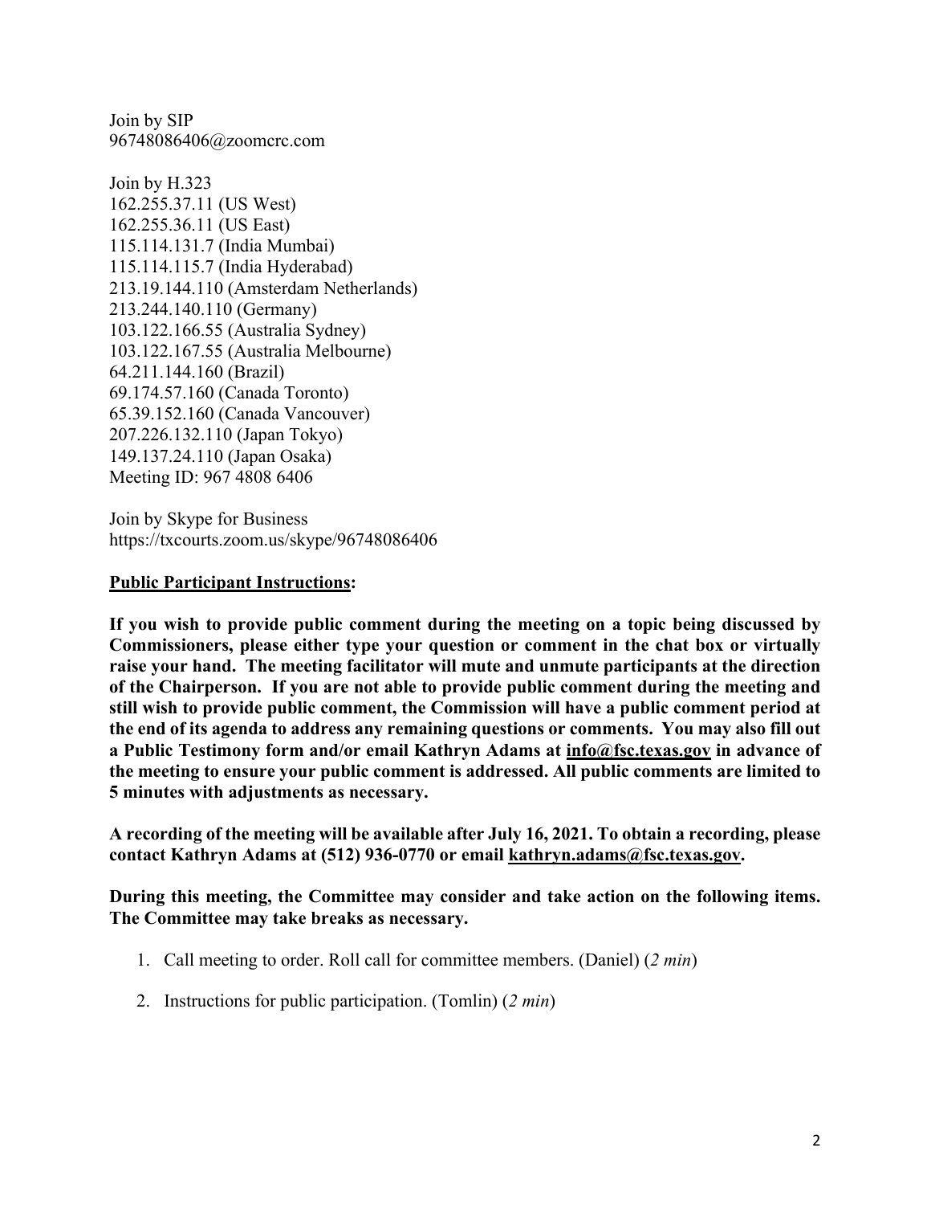Join by SIP
96748086406@zoomcrc.com

Join by H.323
162.255.37.11 (US West)
162.255.36.11 (US East)
115.114.131.7 (India Mumbai)
115.114.115.7 (India Hyderabad)
213.19.144.110 (Amsterdam Netherlands)
213.244.140.110 (Germany)
103.122.166.55 (Australia Sydney)
103.122.167.55 (Australia Melbourne)
64.211.144.160 (Brazil)
69.174.57.160 (Canada Toronto)
65.39.152.160 (Canada Vancouver)
207.226.132.110 (Japan Tokyo)
149.137.24.110 (Japan Osaka)
Meeting ID: 967 4808 6406

Join by Skype for Business
https://txcourts.zoom.us/skype/96748086406

**Public Participant Instructions:**

**If you wish to provide public comment during the meeting on a topic being discussed by Commissioners, please either type your question or comment in the chat box or virtually raise your hand. The meeting facilitator will mute and unmute participants at the direction of the Chairperson. If you are not able to provide public comment during the meeting and still wish to provide public comment, the Commission will have a public comment period at the end of its agenda to address any remaining questions or comments. You may also fill out a Public Testimony form and/or email Kathryn Adams at info@fsc.texas.gov in advance of the meeting to ensure your public comment is addressed. All public comments are limited to 5 minutes with adjustments as necessary.**

**A recording of the meeting will be available after July 16, 2021. To obtain a recording, please contact Kathryn Adams at (512) 936-0770 or email kathryn.adams@fsc.texas.gov.**

**During this meeting, the Committee may consider and take action on the following items. The Committee may take breaks as necessary.**

1. Call meeting to order. Roll call for committee members. (Daniel) (*2 min*)

2. Instructions for public participation. (Tomlin) (*2 min*)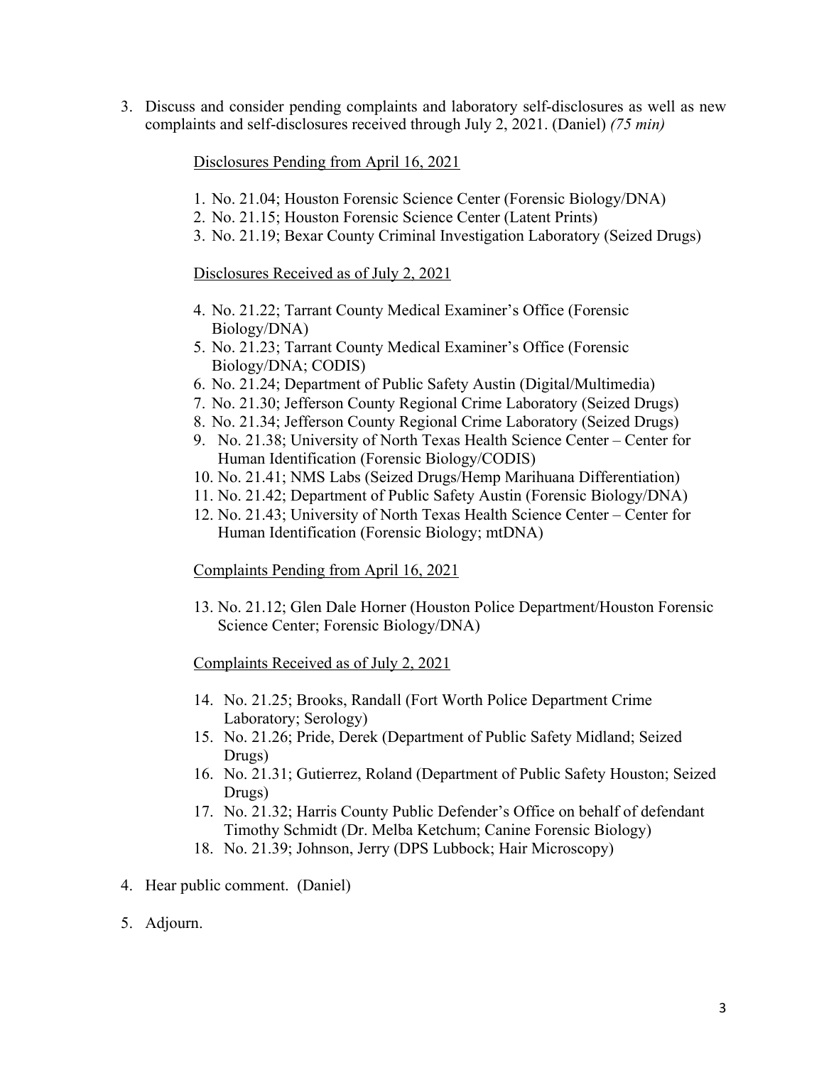3. Discuss and consider pending complaints and laboratory self-disclosures as well as new complaints and self-disclosures received through July 2, 2021. (Daniel) *(75 min)*

   Disclosures Pending from April 16, 2021

   1. No. 21.04; Houston Forensic Science Center (Forensic Biology/DNA)
   2. No. 21.15; Houston Forensic Science Center (Latent Prints)
   3. No. 21.19; Bexar County Criminal Investigation Laboratory (Seized Drugs)

   Disclosures Received as of July 2, 2021

   4. No. 21.22; Tarrant County Medical Examiner's Office (Forensic Biology/DNA)
   5. No. 21.23; Tarrant County Medical Examiner's Office (Forensic Biology/DNA; CODIS)
   6. No. 21.24; Department of Public Safety Austin (Digital/Multimedia)
   7. No. 21.30; Jefferson County Regional Crime Laboratory (Seized Drugs)
   8. No. 21.34; Jefferson County Regional Crime Laboratory (Seized Drugs)
   9. No. 21.38; University of North Texas Health Science Center – Center for Human Identification (Forensic Biology/CODIS)
   10. No. 21.41; NMS Labs (Seized Drugs/Hemp Marihuana Differentiation)
   11. No. 21.42; Department of Public Safety Austin (Forensic Biology/DNA)
   12. No. 21.43; University of North Texas Health Science Center – Center for Human Identification (Forensic Biology; mtDNA)

   Complaints Pending from April 16, 2021

   13. No. 21.12; Glen Dale Horner (Houston Police Department/Houston Forensic Science Center; Forensic Biology/DNA)

   Complaints Received as of July 2, 2021

   14. No. 21.25; Brooks, Randall (Fort Worth Police Department Crime Laboratory; Serology)
   15. No. 21.26; Pride, Derek (Department of Public Safety Midland; Seized Drugs)
   16. No. 21.31; Gutierrez, Roland (Department of Public Safety Houston; Seized Drugs)
   17. No. 21.32; Harris County Public Defender's Office on behalf of defendant Timothy Schmidt (Dr. Melba Ketchum; Canine Forensic Biology)
   18. No. 21.39; Johnson, Jerry (DPS Lubbock; Hair Microscopy)

4. Hear public comment. (Daniel)

5. Adjourn.